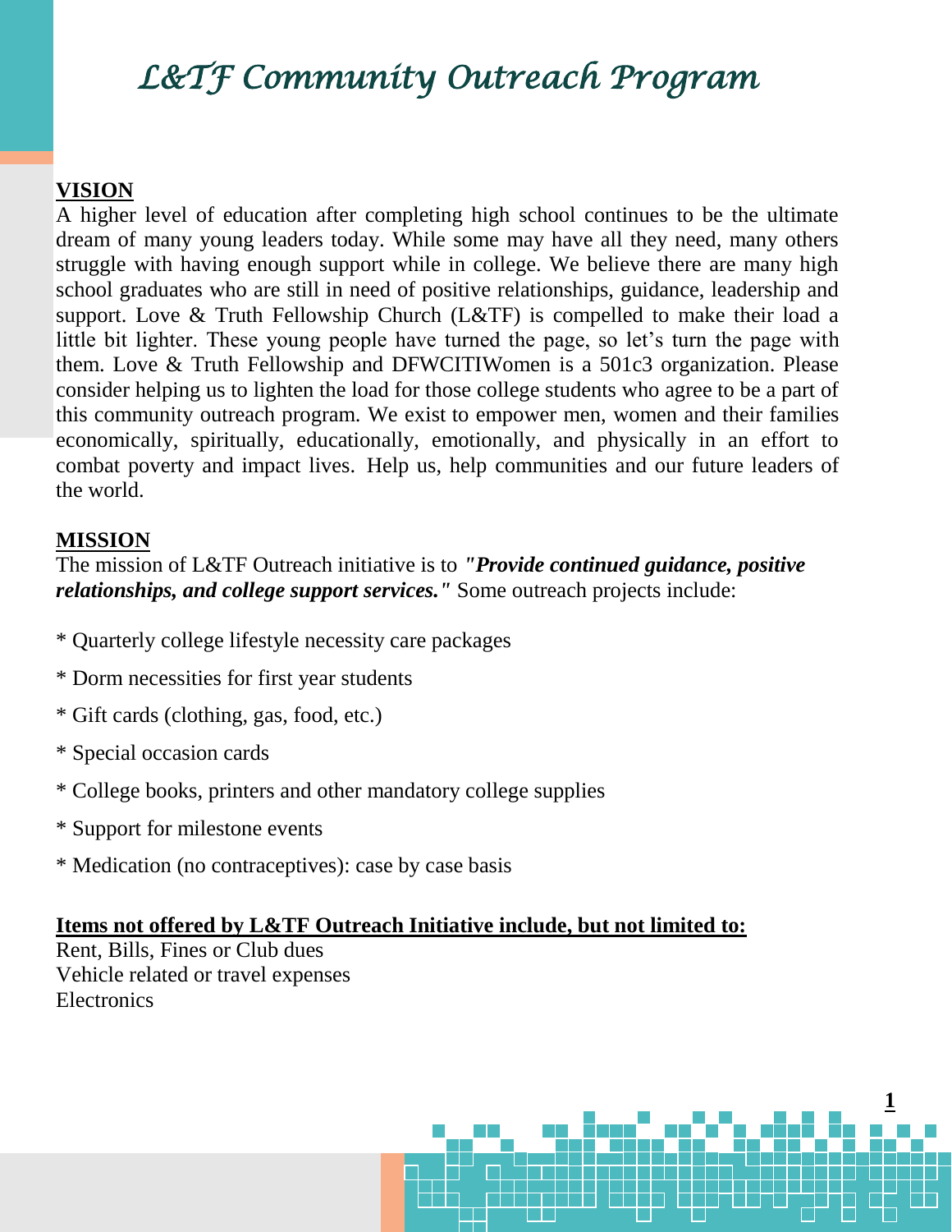# *L&TF Community Outreach Program*

## VISION

A higher level of education after completing high school continues to be the ultimate dream of many young leaders today. While some may have all they need, many others struggle with having enough support while in college. We believe there are many high school graduates who are still in need of positive relationships, guidance, leadership and support. Love & Truth Fellowship Church (L&TF) is compelled to make their load a little bit lighter. These young people have turned the page, so let's turn the page with them. Love & Truth Fellowship and DFWCITIWomen is a 501c3 organization. Please consider helping us to lighten the load for those college students who agree to be a part of this community outreach program. We exist to empower men, women and their families economically, spiritually, educationally, emotionally, and physically in an effort to combat poverty and impact lives. Help us, help communities and our future leaders of the world.

## MISSION

The mission of L&TF Outreach initiative is to ***"Provide continued guidance, positive relationships, and college support services."*** Some outreach projects include:

* Quarterly college lifestyle necessity care packages
* Dorm necessities for first year students
* Gift cards (clothing, gas, food, etc.)
* Special occasion cards
* College books, printers and other mandatory college supplies
* Support for milestone events
* Medication (no contraceptives): case by case basis

**Items not offered by L&TF Outreach Initiative include, but not limited to:**

Rent, Bills, Fines or Club dues
Vehicle related or travel expenses
Electronics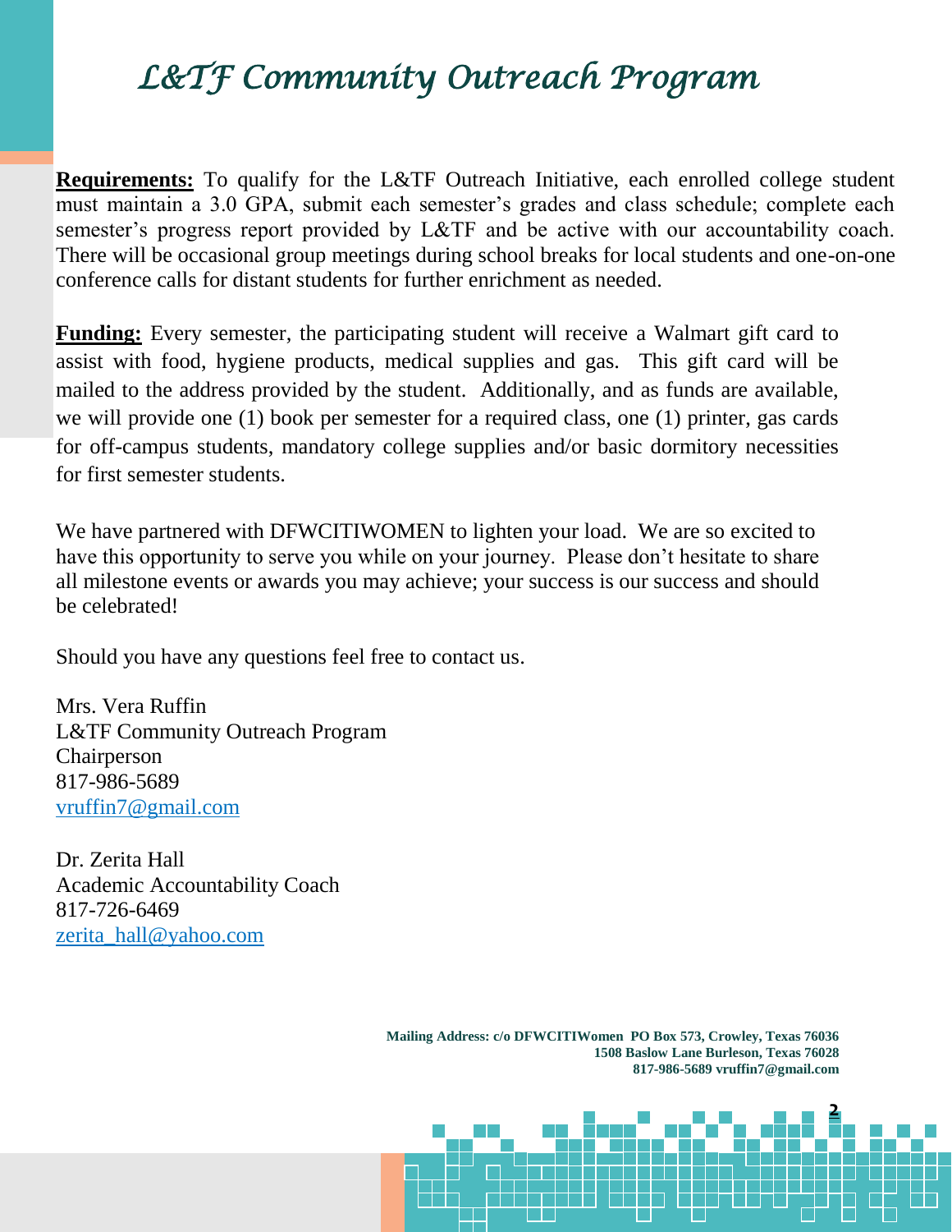# L&TF Community Outreach Program

**Requirements:** To qualify for the L&TF Outreach Initiative, each enrolled college student must maintain a 3.0 GPA, submit each semester's grades and class schedule; complete each semester's progress report provided by L&TF and be active with our accountability coach. There will be occasional group meetings during school breaks for local students and one-on-one conference calls for distant students for further enrichment as needed.

**Funding:** Every semester, the participating student will receive a Walmart gift card to assist with food, hygiene products, medical supplies and gas. This gift card will be mailed to the address provided by the student. Additionally, and as funds are available, we will provide one (1) book per semester for a required class, one (1) printer, gas cards for off-campus students, mandatory college supplies and/or basic dormitory necessities for first semester students.

We have partnered with DFWCITIWOMEN to lighten your load. We are so excited to have this opportunity to serve you while on your journey. Please don't hesitate to share all milestone events or awards you may achieve; your success is our success and should be celebrated!

Should you have any questions feel free to contact us.

Mrs. Vera Ruffin
L&TF Community Outreach Program
Chairperson
817-986-5689
vruffin7@gmail.com

Dr. Zerita Hall
Academic Accountability Coach
817-726-6469
zerita_hall@yahoo.com

**Mailing Address: c/o DFWCITIWomen PO Box 573, Crowley, Texas 76036**
**1508 Baslow Lane Burleson, Texas 76028**
**817-986-5689 vruffin7@gmail.com**